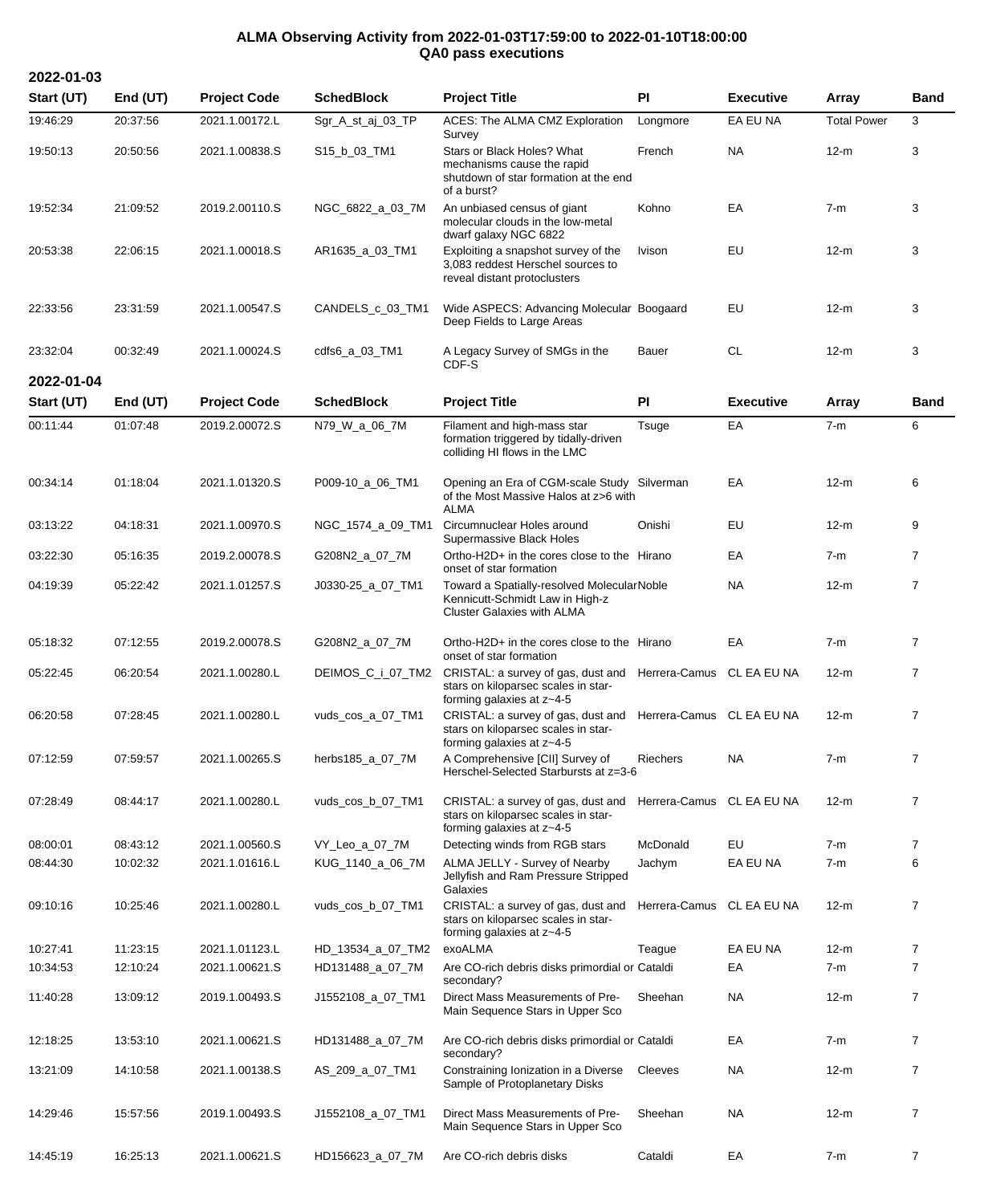# ALMA Observing Activity from 2022-01-03T17:59:00 to 2022-01-10T18:00:00
## QA0 pass executions

### 2022-01-03

| Start (UT) | End (UT) | Project Code | SchedBlock | Project Title | PI | Executive | Array | Band |
|---|---|---|---|---|---|---|---|---|
| 19:46:29 | 20:37:56 | 2021.1.00172.L | Sgr_A_st_aj_03_TP | ACES: The ALMA CMZ Exploration Survey | Longmore | EA EU NA | Total Power | 3 |
| 19:50:13 | 20:50:56 | 2021.1.00838.S | S15_b_03_TM1 | Stars or Black Holes? What mechanisms cause the rapid shutdown of star formation at the end of a burst? | French | NA | 12-m | 3 |
| 19:52:34 | 21:09:52 | 2019.2.00110.S | NGC_6822_a_03_7M | An unbiased census of giant molecular clouds in the low-metal dwarf galaxy NGC 6822 | Kohno | EA | 7-m | 3 |
| 20:53:38 | 22:06:15 | 2021.1.00018.S | AR1635_a_03_TM1 | Exploiting a snapshot survey of the 3,083 reddest Herschel sources to reveal distant protoclusters | Ivison | EU | 12-m | 3 |
| 22:33:56 | 23:31:59 | 2021.1.00547.S | CANDELS_c_03_TM1 | Wide ASPECS: Advancing Molecular Deep Fields to Large Areas | Boogaard | EU | 12-m | 3 |
| 23:32:04 | 00:32:49 | 2021.1.00024.S | cdfs6_a_03_TM1 | A Legacy Survey of SMGs in the CDF-S | Bauer | CL | 12-m | 3 |

### 2022-01-04

| Start (UT) | End (UT) | Project Code | SchedBlock | Project Title | PI | Executive | Array | Band |
|---|---|---|---|---|---|---|---|---|
| 00:11:44 | 01:07:48 | 2019.2.00072.S | N79_W_a_06_7M | Filament and high-mass star formation triggered by tidally-driven colliding HI flows in the LMC | Tsuge | EA | 7-m | 6 |
| 00:34:14 | 01:18:04 | 2021.1.01320.S | P009-10_a_06_TM1 | Opening an Era of CGM-scale Study of the Most Massive Halos at z>6 with ALMA | Silverman | EA | 12-m | 6 |
| 03:13:22 | 04:18:31 | 2021.1.00970.S | NGC_1574_a_09_TM1 | Circumnuclear Holes around Supermassive Black Holes | Onishi | EU | 12-m | 9 |
| 03:22:30 | 05:16:35 | 2019.2.00078.S | G208N2_a_07_7M | Ortho-H2D+ in the cores close to the onset of star formation | Hirano | EA | 7-m | 7 |
| 04:19:39 | 05:22:42 | 2021.1.01257.S | J0330-25_a_07_TM1 | Toward a Spatially-resolved Molecular Kennicutt-Schmidt Law in High-z Cluster Galaxies with ALMA | Noble | NA | 12-m | 7 |
| 05:18:32 | 07:12:55 | 2019.2.00078.S | G208N2_a_07_7M | Ortho-H2D+ in the cores close to the onset of star formation | Hirano | EA | 7-m | 7 |
| 05:22:45 | 06:20:54 | 2021.1.00280.L | DEIMOS_C_i_07_TM2 | CRISTAL: a survey of gas, dust and stars on kiloparsec scales in star-forming galaxies at z~4-5 | Herrera-Camus | CL EA EU NA | 12-m | 7 |
| 06:20:58 | 07:28:45 | 2021.1.00280.L | vuds_cos_a_07_TM1 | CRISTAL: a survey of gas, dust and stars on kiloparsec scales in star-forming galaxies at z~4-5 | Herrera-Camus | CL EA EU NA | 12-m | 7 |
| 07:12:59 | 07:59:57 | 2021.1.00265.S | herbs185_a_07_7M | A Comprehensive [CII] Survey of Herschel-Selected Starbursts at z=3-6 | Riechers | NA | 7-m | 7 |
| 07:28:49 | 08:44:17 | 2021.1.00280.L | vuds_cos_b_07_TM1 | CRISTAL: a survey of gas, dust and stars on kiloparsec scales in star-forming galaxies at z~4-5 | Herrera-Camus | CL EA EU NA | 12-m | 7 |
| 08:00:01 | 08:43:12 | 2021.1.00560.S | VY_Leo_a_07_7M | Detecting winds from RGB stars | McDonald | EU | 7-m | 7 |
| 08:44:30 | 10:02:32 | 2021.1.01616.L | KUG_1140_a_06_7M | ALMA JELLY - Survey of Nearby Jellyfish and Ram Pressure Stripped Galaxies | Jachym | EA EU NA | 7-m | 6 |
| 09:10:16 | 10:25:46 | 2021.1.00280.L | vuds_cos_b_07_TM1 | CRISTAL: a survey of gas, dust and stars on kiloparsec scales in star-forming galaxies at z~4-5 | Herrera-Camus | CL EA EU NA | 12-m | 7 |
| 10:27:41 | 11:23:15 | 2021.1.01123.L | HD_13534_a_07_TM2 | exoALMA | Teague | EA EU NA | 12-m | 7 |
| 10:34:53 | 12:10:24 | 2021.1.00621.S | HD131488_a_07_7M | Are CO-rich debris disks primordial or secondary? | Cataldi | EA | 7-m | 7 |
| 11:40:28 | 13:09:12 | 2019.1.00493.S | J1552108_a_07_TM1 | Direct Mass Measurements of Pre-Main Sequence Stars in Upper Sco | Sheehan | NA | 12-m | 7 |
| 12:18:25 | 13:53:10 | 2021.1.00621.S | HD131488_a_07_7M | Are CO-rich debris disks primordial or secondary? | Cataldi | EA | 7-m | 7 |
| 13:21:09 | 14:10:58 | 2021.1.00138.S | AS_209_a_07_TM1 | Constraining Ionization in a Diverse Sample of Protoplanetary Disks | Cleeves | NA | 12-m | 7 |
| 14:29:46 | 15:57:56 | 2019.1.00493.S | J1552108_a_07_TM1 | Direct Mass Measurements of Pre-Main Sequence Stars in Upper Sco | Sheehan | NA | 12-m | 7 |
| 14:45:19 | 16:25:13 | 2021.1.00621.S | HD156623_a_07_7M | Are CO-rich debris disks | Cataldi | EA | 7-m | 7 |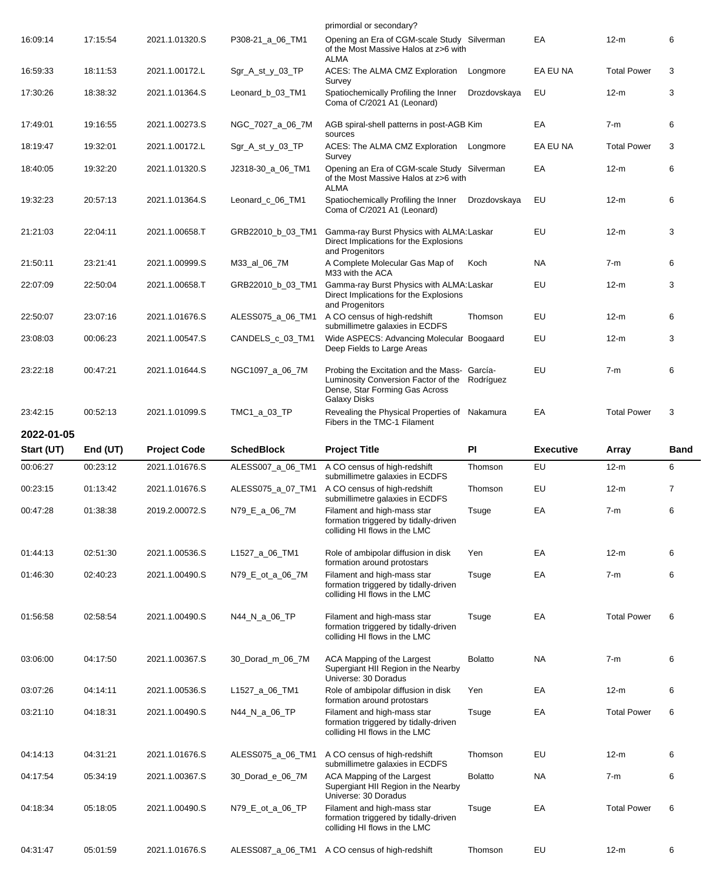| Start (UT) | End (UT) | Project Code | SchedBlock | Project Title | PI | Executive | Array | Band |
|---|---|---|---|---|---|---|---|---|
| | | | | primordial or secondary? | | | | |
| 16:09:14 | 17:15:54 | 2021.1.01320.S | P308-21_a_06_TM1 | Opening an Era of CGM-scale Study of the Most Massive Halos at z>6 with ALMA | Silverman | EA | 12-m | 6 |
| 16:59:33 | 18:11:53 | 2021.1.00172.L | Sgr_A_st_y_03_TP | ACES: The ALMA CMZ Exploration Survey | Longmore | EA EU NA | Total Power | 3 |
| 17:30:26 | 18:38:32 | 2021.1.01364.S | Leonard_b_03_TM1 | Spatiochemically Profiling the Inner Coma of C/2021 A1 (Leonard) | Drozdovskaya | EU | 12-m | 3 |
| 17:49:01 | 19:16:55 | 2021.1.00273.S | NGC_7027_a_06_7M | AGB spiral-shell patterns in post-AGB sources | Kim | EA | 7-m | 6 |
| 18:19:47 | 19:32:01 | 2021.1.00172.L | Sgr_A_st_y_03_TP | ACES: The ALMA CMZ Exploration Survey | Longmore | EA EU NA | Total Power | 3 |
| 18:40:05 | 19:32:20 | 2021.1.01320.S | J2318-30_a_06_TM1 | Opening an Era of CGM-scale Study of the Most Massive Halos at z>6 with ALMA | Silverman | EA | 12-m | 6 |
| 19:32:23 | 20:57:13 | 2021.1.01364.S | Leonard_c_06_TM1 | Spatiochemically Profiling the Inner Coma of C/2021 A1 (Leonard) | Drozdovskaya | EU | 12-m | 6 |
| 21:21:03 | 22:04:11 | 2021.1.00658.T | GRB22010_b_03_TM1 | Gamma-ray Burst Physics with ALMA: Direct Implications for the Explosions and Progenitors | Laskar | EU | 12-m | 3 |
| 21:50:11 | 23:21:41 | 2021.1.00999.S | M33_al_06_7M | A Complete Molecular Gas Map of M33 with the ACA | Koch | NA | 7-m | 6 |
| 22:07:09 | 22:50:04 | 2021.1.00658.T | GRB22010_b_03_TM1 | Gamma-ray Burst Physics with ALMA: Direct Implications for the Explosions and Progenitors | Laskar | EU | 12-m | 3 |
| 22:50:07 | 23:07:16 | 2021.1.01676.S | ALESS075_a_06_TM1 | A CO census of high-redshift submillimetre galaxies in ECDFS | Thomson | EU | 12-m | 6 |
| 23:08:03 | 00:06:23 | 2021.1.00547.S | CANDELS_c_03_TM1 | Wide ASPECS: Advancing Molecular Deep Fields to Large Areas | Boogaard | EU | 12-m | 3 |
| 23:22:18 | 00:47:21 | 2021.1.01644.S | NGC1097_a_06_7M | Probing the Excitation and the Mass-Luminosity Conversion Factor of the Dense, Star Forming Gas Across Galaxy Disks | García-Rodríguez | EU | 7-m | 6 |
| 23:42:15 | 00:52:13 | 2021.1.01099.S | TMC1_a_03_TP | Revealing the Physical Properties of Fibers in the TMC-1 Filament | Nakamura | EA | Total Power | 3 |

## 2022-01-05

| Start (UT) | End (UT) | Project Code | SchedBlock | Project Title | PI | Executive | Array | Band |
|---|---|---|---|---|---|---|---|---|
| 00:06:27 | 00:23:12 | 2021.1.01676.S | ALESS007_a_06_TM1 | A CO census of high-redshift submillimetre galaxies in ECDFS | Thomson | EU | 12-m | 6 |
| 00:23:15 | 01:13:42 | 2021.1.01676.S | ALESS075_a_07_TM1 | A CO census of high-redshift submillimetre galaxies in ECDFS | Thomson | EU | 12-m | 7 |
| 00:47:28 | 01:38:38 | 2019.2.00072.S | N79_E_a_06_7M | Filament and high-mass star formation triggered by tidally-driven colliding HI flows in the LMC | Tsuge | EA | 7-m | 6 |
| 01:44:13 | 02:51:30 | 2021.1.00536.S | L1527_a_06_TM1 | Role of ambipolar diffusion in disk formation around protostars | Yen | EA | 12-m | 6 |
| 01:46:30 | 02:40:23 | 2021.1.00490.S | N79_E_ot_a_06_7M | Filament and high-mass star formation triggered by tidally-driven colliding HI flows in the LMC | Tsuge | EA | 7-m | 6 |
| 01:56:58 | 02:58:54 | 2021.1.00490.S | N44_N_a_06_TP | Filament and high-mass star formation triggered by tidally-driven colliding HI flows in the LMC | Tsuge | EA | Total Power | 6 |
| 03:06:00 | 04:17:50 | 2021.1.00367.S | 30_Dorad_m_06_7M | ACA Mapping of the Largest Supergiant HII Region in the Nearby Universe: 30 Doradus | Bolatto | NA | 7-m | 6 |
| 03:07:26 | 04:14:11 | 2021.1.00536.S | L1527_a_06_TM1 | Role of ambipolar diffusion in disk formation around protostars | Yen | EA | 12-m | 6 |
| 03:21:10 | 04:18:31 | 2021.1.00490.S | N44_N_a_06_TP | Filament and high-mass star formation triggered by tidally-driven colliding HI flows in the LMC | Tsuge | EA | Total Power | 6 |
| 04:14:13 | 04:31:21 | 2021.1.01676.S | ALESS075_a_06_TM1 | A CO census of high-redshift submillimetre galaxies in ECDFS | Thomson | EU | 12-m | 6 |
| 04:17:54 | 05:34:19 | 2021.1.00367.S | 30_Dorad_e_06_7M | ACA Mapping of the Largest Supergiant HII Region in the Nearby Universe: 30 Doradus | Bolatto | NA | 7-m | 6 |
| 04:18:34 | 05:18:05 | 2021.1.00490.S | N79_E_ot_a_06_TP | Filament and high-mass star formation triggered by tidally-driven colliding HI flows in the LMC | Tsuge | EA | Total Power | 6 |
| 04:31:47 | 05:01:59 | 2021.1.01676.S | ALESS087_a_06_TM1 | A CO census of high-redshift | Thomson | EU | 12-m | 6 |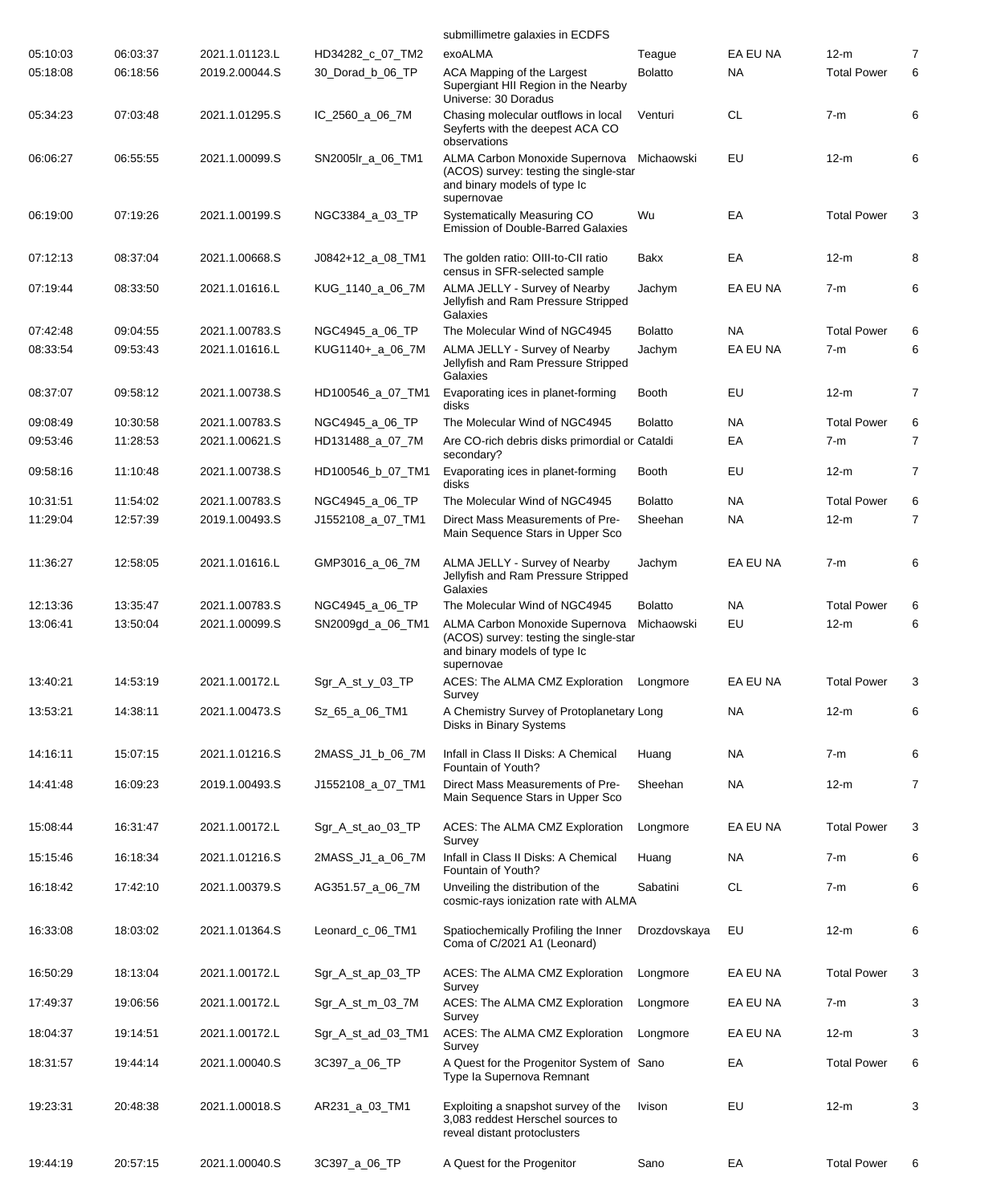|  |  |  |  | submillimetre galaxies in ECDFS |  |  |  |  |
|---|---|---|---|---|---|---|---|---|
| 05:10:03 | 06:03:37 | 2021.1.01123.L | HD34282_c_07_TM2 | exoALMA | Teague | EA EU NA | 12-m | 7 |
| 05:18:08 | 06:18:56 | 2019.2.00044.S | 30_Dorad_b_06_TP | ACA Mapping of the Largest Supergiant HII Region in the Nearby Universe: 30 Doradus | Bolatto | NA | Total Power | 6 |
| 05:34:23 | 07:03:48 | 2021.1.01295.S | IC_2560_a_06_7M | Chasing molecular outflows in local Seyferts with the deepest ACA CO observations | Venturi | CL | 7-m | 6 |
| 06:06:27 | 06:55:55 | 2021.1.00099.S | SN2005lr_a_06_TM1 | ALMA Carbon Monoxide Supernova (ACOS) survey: testing the single-star and binary models of type Ic supernovae | Michaowski | EU | 12-m | 6 |
| 06:19:00 | 07:19:26 | 2021.1.00199.S | NGC3384_a_03_TP | Systematically Measuring CO Emission of Double-Barred Galaxies | Wu | EA | Total Power | 3 |
| 07:12:13 | 08:37:04 | 2021.1.00668.S | J0842+12_a_08_TM1 | The golden ratio: OIII-to-CII ratio census in SFR-selected sample | Bakx | EA | 12-m | 8 |
| 07:19:44 | 08:33:50 | 2021.1.01616.L | KUG_1140_a_06_7M | ALMA JELLY - Survey of Nearby Jellyfish and Ram Pressure Stripped Galaxies | Jachym | EA EU NA | 7-m | 6 |
| 07:42:48 | 09:04:55 | 2021.1.00783.S | NGC4945_a_06_TP | The Molecular Wind of NGC4945 | Bolatto | NA | Total Power | 6 |
| 08:33:54 | 09:53:43 | 2021.1.01616.L | KUG1140+_a_06_7M | ALMA JELLY - Survey of Nearby Jellyfish and Ram Pressure Stripped Galaxies | Jachym | EA EU NA | 7-m | 6 |
| 08:37:07 | 09:58:12 | 2021.1.00738.S | HD100546_a_07_TM1 | Evaporating ices in planet-forming disks | Booth | EU | 12-m | 7 |
| 09:08:49 | 10:30:58 | 2021.1.00783.S | NGC4945_a_06_TP | The Molecular Wind of NGC4945 | Bolatto | NA | Total Power | 6 |
| 09:53:46 | 11:28:53 | 2021.1.00621.S | HD131488_a_07_7M | Are CO-rich debris disks primordial or secondary? | Cataldi | EA | 7-m | 7 |
| 09:58:16 | 11:10:48 | 2021.1.00738.S | HD100546_b_07_TM1 | Evaporating ices in planet-forming disks | Booth | EU | 12-m | 7 |
| 10:31:51 | 11:54:02 | 2021.1.00783.S | NGC4945_a_06_TP | The Molecular Wind of NGC4945 | Bolatto | NA | Total Power | 6 |
| 11:29:04 | 12:57:39 | 2019.1.00493.S | J1552108_a_07_TM1 | Direct Mass Measurements of Pre-Main Sequence Stars in Upper Sco | Sheehan | NA | 12-m | 7 |
| 11:36:27 | 12:58:05 | 2021.1.01616.L | GMP3016_a_06_7M | ALMA JELLY - Survey of Nearby Jellyfish and Ram Pressure Stripped Galaxies | Jachym | EA EU NA | 7-m | 6 |
| 12:13:36 | 13:35:47 | 2021.1.00783.S | NGC4945_a_06_TP | The Molecular Wind of NGC4945 | Bolatto | NA | Total Power | 6 |
| 13:06:41 | 13:50:04 | 2021.1.00099.S | SN2009gd_a_06_TM1 | ALMA Carbon Monoxide Supernova (ACOS) survey: testing the single-star and binary models of type Ic supernovae | Michaowski | EU | 12-m | 6 |
| 13:40:21 | 14:53:19 | 2021.1.00172.L | Sgr_A_st_y_03_TP | ACES: The ALMA CMZ Exploration Survey | Longmore | EA EU NA | Total Power | 3 |
| 13:53:21 | 14:38:11 | 2021.1.00473.S | Sz_65_a_06_TM1 | A Chemistry Survey of Protoplanetary Disks in Binary Systems | Long | NA | 12-m | 6 |
| 14:16:11 | 15:07:15 | 2021.1.01216.S | 2MASS_J1_b_06_7M | Infall in Class II Disks: A Chemical Fountain of Youth? | Huang | NA | 7-m | 6 |
| 14:41:48 | 16:09:23 | 2019.1.00493.S | J1552108_a_07_TM1 | Direct Mass Measurements of Pre-Main Sequence Stars in Upper Sco | Sheehan | NA | 12-m | 7 |
| 15:08:44 | 16:31:47 | 2021.1.00172.L | Sgr_A_st_ao_03_TP | ACES: The ALMA CMZ Exploration Survey | Longmore | EA EU NA | Total Power | 3 |
| 15:15:46 | 16:18:34 | 2021.1.01216.S | 2MASS_J1_a_06_7M | Infall in Class II Disks: A Chemical Fountain of Youth? | Huang | NA | 7-m | 6 |
| 16:18:42 | 17:42:10 | 2021.1.00379.S | AG351.57_a_06_7M | Unveiling the distribution of the cosmic-rays ionization rate with ALMA | Sabatini | CL | 7-m | 6 |
| 16:33:08 | 18:03:02 | 2021.1.01364.S | Leonard_c_06_TM1 | Spatiochemically Profiling the Inner Coma of C/2021 A1 (Leonard) | Drozdovskaya | EU | 12-m | 6 |
| 16:50:29 | 18:13:04 | 2021.1.00172.L | Sgr_A_st_ap_03_TP | ACES: The ALMA CMZ Exploration Survey | Longmore | EA EU NA | Total Power | 3 |
| 17:49:37 | 19:06:56 | 2021.1.00172.L | Sgr_A_st_m_03_7M | ACES: The ALMA CMZ Exploration Survey | Longmore | EA EU NA | 7-m | 3 |
| 18:04:37 | 19:14:51 | 2021.1.00172.L | Sgr_A_st_ad_03_TM1 | ACES: The ALMA CMZ Exploration Survey | Longmore | EA EU NA | 12-m | 3 |
| 18:31:57 | 19:44:14 | 2021.1.00040.S | 3C397_a_06_TP | A Quest for the Progenitor System of Type Ia Supernova Remnant | Sano | EA | Total Power | 6 |
| 19:23:31 | 20:48:38 | 2021.1.00018.S | AR231_a_03_TM1 | Exploiting a snapshot survey of the 3,083 reddest Herschel sources to reveal distant protoclusters | Ivison | EU | 12-m | 3 |
| 19:44:19 | 20:57:15 | 2021.1.00040.S | 3C397_a_06_TP | A Quest for the Progenitor | Sano | EA | Total Power | 6 |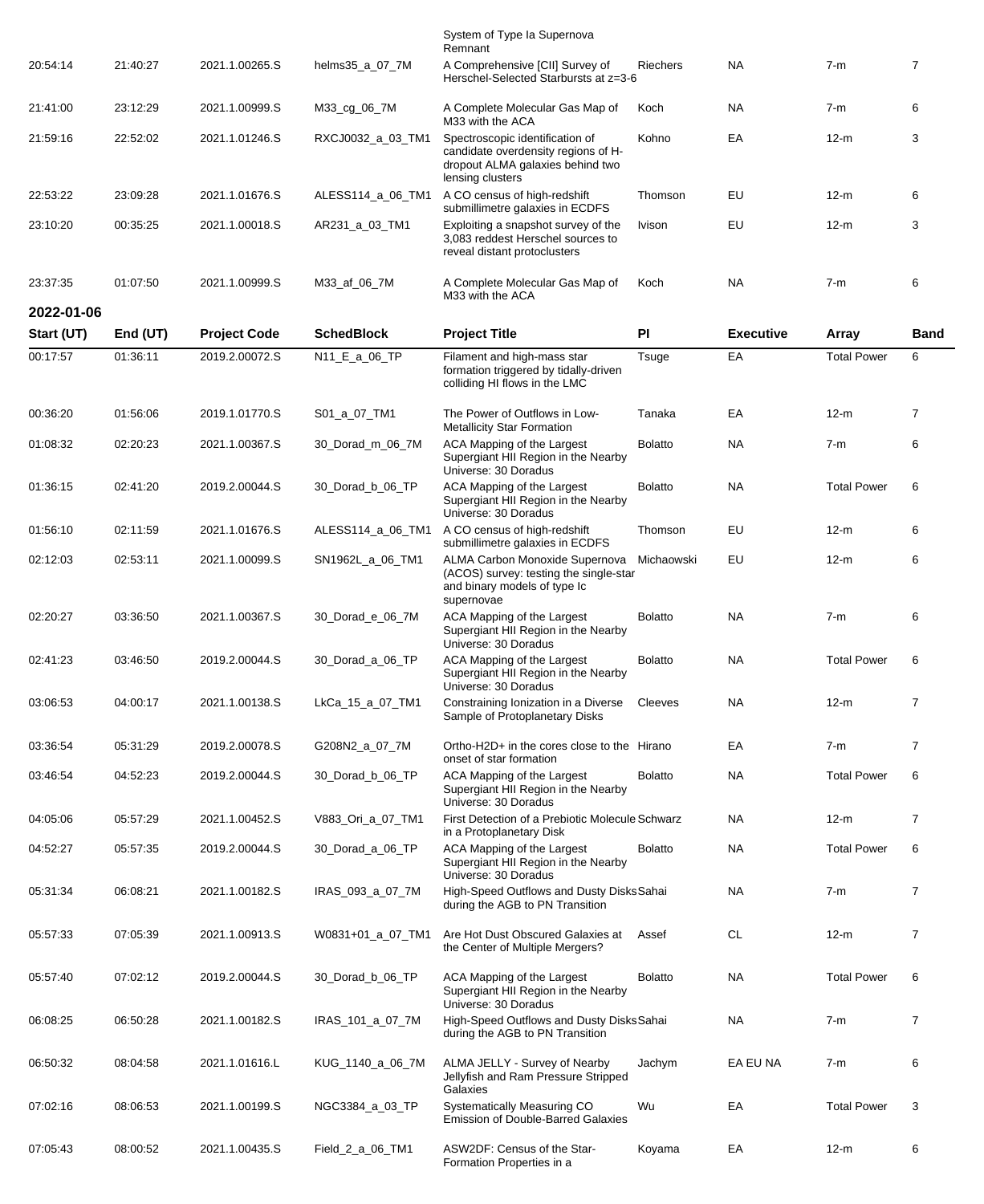| | | | | System of Type Ia Supernova Remnant | | | | |
|---|---|---|---|---|---|---|---|---|
| 20:54:14 | 21:40:27 | 2021.1.00265.S | helms35_a_07_7M | A Comprehensive [CII] Survey of Herschel-Selected Starbursts at z=3-6 | Riechers | NA | 7-m | 7 |
| 21:41:00 | 23:12:29 | 2021.1.00999.S | M33_cg_06_7M | A Complete Molecular Gas Map of M33 with the ACA | Koch | NA | 7-m | 6 |
| 21:59:16 | 22:52:02 | 2021.1.01246.S | RXCJ0032_a_03_TM1 | Spectroscopic identification of candidate overdensity regions of H-dropout ALMA galaxies behind two lensing clusters | Kohno | EA | 12-m | 3 |
| 22:53:22 | 23:09:28 | 2021.1.01676.S | ALESS114_a_06_TM1 | A CO census of high-redshift submillimetre galaxies in ECDFS | Thomson | EU | 12-m | 6 |
| 23:10:20 | 00:35:25 | 2021.1.00018.S | AR231_a_03_TM1 | Exploiting a snapshot survey of the 3,083 reddest Herschel sources to reveal distant protoclusters | Ivison | EU | 12-m | 3 |
| 23:37:35 | 01:07:50 | 2021.1.00999.S | M33_af_06_7M | A Complete Molecular Gas Map of M33 with the ACA | Koch | NA | 7-m | 6 |

## 2022-01-06

| Start (UT) | End (UT) | Project Code | SchedBlock | Project Title | PI | Executive | Array | Band |
|---|---|---|---|---|---|---|---|---|
| 00:17:57 | 01:36:11 | 2019.2.00072.S | N11_E_a_06_TP | Filament and high-mass star formation triggered by tidally-driven colliding HI flows in the LMC | Tsuge | EA | Total Power | 6 |
| 00:36:20 | 01:56:06 | 2019.1.01770.S | S01_a_07_TM1 | The Power of Outflows in Low-Metallicity Star Formation | Tanaka | EA | 12-m | 7 |
| 01:08:32 | 02:20:23 | 2021.1.00367.S | 30_Dorad_m_06_7M | ACA Mapping of the Largest Supergiant HII Region in the Nearby Universe: 30 Doradus | Bolatto | NA | 7-m | 6 |
| 01:36:15 | 02:41:20 | 2019.2.00044.S | 30_Dorad_b_06_TP | ACA Mapping of the Largest Supergiant HII Region in the Nearby Universe: 30 Doradus | Bolatto | NA | Total Power | 6 |
| 01:56:10 | 02:11:59 | 2021.1.01676.S | ALESS114_a_06_TM1 | A CO census of high-redshift submillimetre galaxies in ECDFS | Thomson | EU | 12-m | 6 |
| 02:12:03 | 02:53:11 | 2021.1.00099.S | SN1962L_a_06_TM1 | ALMA Carbon Monoxide Supernova (ACOS) survey: testing the single-star and binary models of type Ic supernovae | Michaowski | EU | 12-m | 6 |
| 02:20:27 | 03:36:50 | 2021.1.00367.S | 30_Dorad_e_06_7M | ACA Mapping of the Largest Supergiant HII Region in the Nearby Universe: 30 Doradus | Bolatto | NA | 7-m | 6 |
| 02:41:23 | 03:46:50 | 2019.2.00044.S | 30_Dorad_a_06_TP | ACA Mapping of the Largest Supergiant HII Region in the Nearby Universe: 30 Doradus | Bolatto | NA | Total Power | 6 |
| 03:06:53 | 04:00:17 | 2021.1.00138.S | LkCa_15_a_07_TM1 | Constraining Ionization in a Diverse Sample of Protoplanetary Disks | Cleeves | NA | 12-m | 7 |
| 03:36:54 | 05:31:29 | 2019.2.00078.S | G208N2_a_07_7M | Ortho-H2D+ in the cores close to the onset of star formation | Hirano | EA | 7-m | 7 |
| 03:46:54 | 04:52:23 | 2019.2.00044.S | 30_Dorad_b_06_TP | ACA Mapping of the Largest Supergiant HII Region in the Nearby Universe: 30 Doradus | Bolatto | NA | Total Power | 6 |
| 04:05:06 | 05:57:29 | 2021.1.00452.S | V883_Ori_a_07_TM1 | First Detection of a Prebiotic Molecule in a Protoplanetary Disk | Schwarz | NA | 12-m | 7 |
| 04:52:27 | 05:57:35 | 2019.2.00044.S | 30_Dorad_a_06_TP | ACA Mapping of the Largest Supergiant HII Region in the Nearby Universe: 30 Doradus | Bolatto | NA | Total Power | 6 |
| 05:31:34 | 06:08:21 | 2021.1.00182.S | IRAS_093_a_07_7M | High-Speed Outflows and Dusty Disks during the AGB to PN Transition | Sahai | NA | 7-m | 7 |
| 05:57:33 | 07:05:39 | 2021.1.00913.S | W0831+01_a_07_TM1 | Are Hot Dust Obscured Galaxies at the Center of Multiple Mergers? | Assef | CL | 12-m | 7 |
| 05:57:40 | 07:02:12 | 2019.2.00044.S | 30_Dorad_b_06_TP | ACA Mapping of the Largest Supergiant HII Region in the Nearby Universe: 30 Doradus | Bolatto | NA | Total Power | 6 |
| 06:08:25 | 06:50:28 | 2021.1.00182.S | IRAS_101_a_07_7M | High-Speed Outflows and Dusty Disks during the AGB to PN Transition | Sahai | NA | 7-m | 7 |
| 06:50:32 | 08:04:58 | 2021.1.01616.L | KUG_1140_a_06_7M | ALMA JELLY - Survey of Nearby Jellyfish and Ram Pressure Stripped Galaxies | Jachym | EA EU NA | 7-m | 6 |
| 07:02:16 | 08:06:53 | 2021.1.00199.S | NGC3384_a_03_TP | Systematically Measuring CO Emission of Double-Barred Galaxies | Wu | EA | Total Power | 3 |
| 07:05:43 | 08:00:52 | 2021.1.00435.S | Field_2_a_06_TM1 | ASW2DF: Census of the Star-Formation Properties in a | Koyama | EA | 12-m | 6 |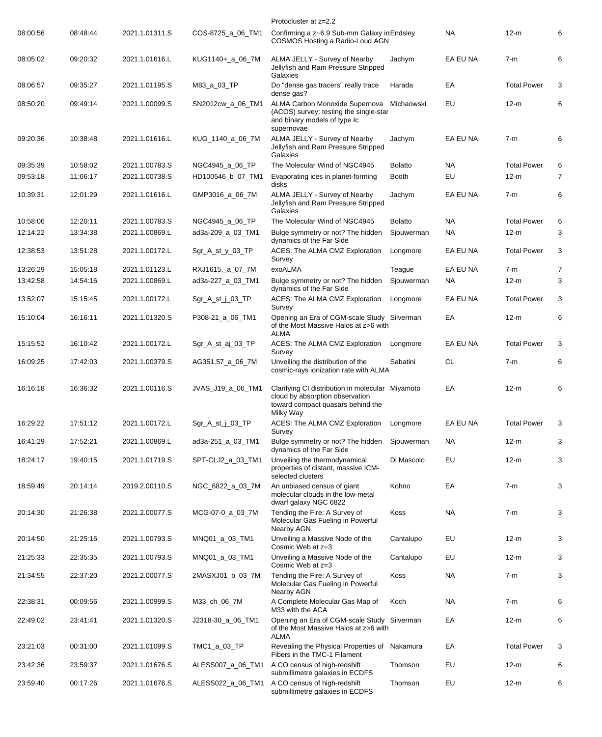| | | | | Protocluster at z=2.2 | | | | |
|---|---|---|---|---|---|---|---|---|
| 08:00:56 | 08:48:44 | 2021.1.01311.S | COS-8725_a_06_TM1 | Confirming a z~6.9 Sub-mm Galaxy in COSMOS Hosting a Radio-Loud AGN | Endsley | NA | 12-m | 6 |
| 08:05:02 | 09:20:32 | 2021.1.01616.L | KUG1140+_a_06_7M | ALMA JELLY - Survey of Nearby Jellyfish and Ram Pressure Stripped Galaxies | Jachym | EA EU NA | 7-m | 6 |
| 08:06:57 | 09:35:27 | 2021.1.01195.S | M83_a_03_TP | Do "dense gas tracers" really trace dense gas? | Harada | EA | Total Power | 3 |
| 08:50:20 | 09:49:14 | 2021.1.00099.S | SN2012cw_a_06_TM1 | ALMA Carbon Monoxide Supernova (ACOS) survey: testing the single-star and binary models of type Ic supernovae | Michaowski | EU | 12-m | 6 |
| 09:20:36 | 10:38:48 | 2021.1.01616.L | KUG_1140_a_06_7M | ALMA JELLY - Survey of Nearby Jellyfish and Ram Pressure Stripped Galaxies | Jachym | EA EU NA | 7-m | 6 |
| 09:35:39 | 10:58:02 | 2021.1.00783.S | NGC4945_a_06_TP | The Molecular Wind of NGC4945 | Bolatto | NA | Total Power | 6 |
| 09:53:18 | 11:06:17 | 2021.1.00738.S | HD100546_b_07_TM1 | Evaporating ices in planet-forming disks | Booth | EU | 12-m | 7 |
| 10:39:31 | 12:01:29 | 2021.1.01616.L | GMP3016_a_06_7M | ALMA JELLY - Survey of Nearby Jellyfish and Ram Pressure Stripped Galaxies | Jachym | EA EU NA | 7-m | 6 |
| 10:58:06 | 12:20:11 | 2021.1.00783.S | NGC4945_a_06_TP | The Molecular Wind of NGC4945 | Bolatto | NA | Total Power | 6 |
| 12:14:22 | 13:34:38 | 2021.1.00869.L | ad3a-209_a_03_TM1 | Bulge symmetry or not? The hidden dynamics of the Far Side | Sjouwerman | NA | 12-m | 3 |
| 12:38:53 | 13:51:28 | 2021.1.00172.L | Sgr_A_st_y_03_TP | ACES: The ALMA CMZ Exploration Survey | Longmore | EA EU NA | Total Power | 3 |
| 13:26:29 | 15:05:18 | 2021.1.01123.L | RXJ1615._a_07_7M | exoALMA | Teague | EA EU NA | 7-m | 7 |
| 13:42:58 | 14:54:16 | 2021.1.00869.L | ad3a-227_a_03_TM1 | Bulge symmetry or not? The hidden dynamics of the Far Side | Sjouwerman | NA | 12-m | 3 |
| 13:52:07 | 15:15:45 | 2021.1.00172.L | Sgr_A_st_j_03_TP | ACES: The ALMA CMZ Exploration Survey | Longmore | EA EU NA | Total Power | 3 |
| 15:10:04 | 16:16:11 | 2021.1.01320.S | P308-21_a_06_TM1 | Opening an Era of CGM-scale Study of the Most Massive Halos at z>6 with ALMA | Silverman | EA | 12-m | 6 |
| 15:15:52 | 16:10:42 | 2021.1.00172.L | Sgr_A_st_aj_03_TP | ACES: The ALMA CMZ Exploration Survey | Longmore | EA EU NA | Total Power | 3 |
| 16:09:25 | 17:42:03 | 2021.1.00379.S | AG351.57_a_06_7M | Unveiling the distribution of the cosmic-rays ionization rate with ALMA | Sabatini | CL | 7-m | 6 |
| 16:16:18 | 16:36:32 | 2021.1.00116.S | JVAS_J19_a_06_TM1 | Clarifying CI distribution in molecular cloud by absorption observation toward compact quasars behind the Milky Way | Miyamoto | EA | 12-m | 6 |
| 16:29:22 | 17:51:12 | 2021.1.00172.L | Sgr_A_st_j_03_TP | ACES: The ALMA CMZ Exploration Survey | Longmore | EA EU NA | Total Power | 3 |
| 16:41:29 | 17:52:21 | 2021.1.00869.L | ad3a-251_a_03_TM1 | Bulge symmetry or not? The hidden dynamics of the Far Side | Sjouwerman | NA | 12-m | 3 |
| 18:24:17 | 19:40:15 | 2021.1.01719.S | SPT-CLJ2_a_03_TM1 | Unveiling the thermodynamical properties of distant, massive ICM-selected clusters | Di Mascolo | EU | 12-m | 3 |
| 18:59:49 | 20:14:14 | 2019.2.00110.S | NGC_6822_a_03_7M | An unbiased census of giant molecular clouds in the low-metal dwarf galaxy NGC 6822 | Kohno | EA | 7-m | 3 |
| 20:14:30 | 21:26:38 | 2021.2.00077.S | MCG-07-0_a_03_7M | Tending the Fire: A Survey of Molecular Gas Fueling in Powerful Nearby AGN | Koss | NA | 7-m | 3 |
| 20:14:50 | 21:25:16 | 2021.1.00793.S | MNQ01_a_03_TM1 | Unveiling a Massive Node of the Cosmic Web at z=3 | Cantalupo | EU | 12-m | 3 |
| 21:25:33 | 22:35:35 | 2021.1.00793.S | MNQ01_a_03_TM1 | Unveiling a Massive Node of the Cosmic Web at z=3 | Cantalupo | EU | 12-m | 3 |
| 21:34:55 | 22:37:20 | 2021.2.00077.S | 2MASXJ01_b_03_7M | Tending the Fire: A Survey of Molecular Gas Fueling in Powerful Nearby AGN | Koss | NA | 7-m | 3 |
| 22:38:31 | 00:09:56 | 2021.1.00999.S | M33_ch_06_7M | A Complete Molecular Gas Map of M33 with the ACA | Koch | NA | 7-m | 6 |
| 22:49:02 | 23:41:41 | 2021.1.01320.S | J2318-30_a_06_TM1 | Opening an Era of CGM-scale Study of the Most Massive Halos at z>6 with ALMA | Silverman | EA | 12-m | 6 |
| 23:21:03 | 00:31:00 | 2021.1.01099.S | TMC1_a_03_TP | Revealing the Physical Properties of Fibers in the TMC-1 Filament | Nakamura | EA | Total Power | 3 |
| 23:42:36 | 23:59:37 | 2021.1.01676.S | ALESS007_a_06_TM1 | A CO census of high-redshift submillimetre galaxies in ECDFS | Thomson | EU | 12-m | 6 |
| 23:59:40 | 00:17:26 | 2021.1.01676.S | ALESS022_a_06_TM1 | A CO census of high-redshift submillimetre galaxies in ECDFS | Thomson | EU | 12-m | 6 |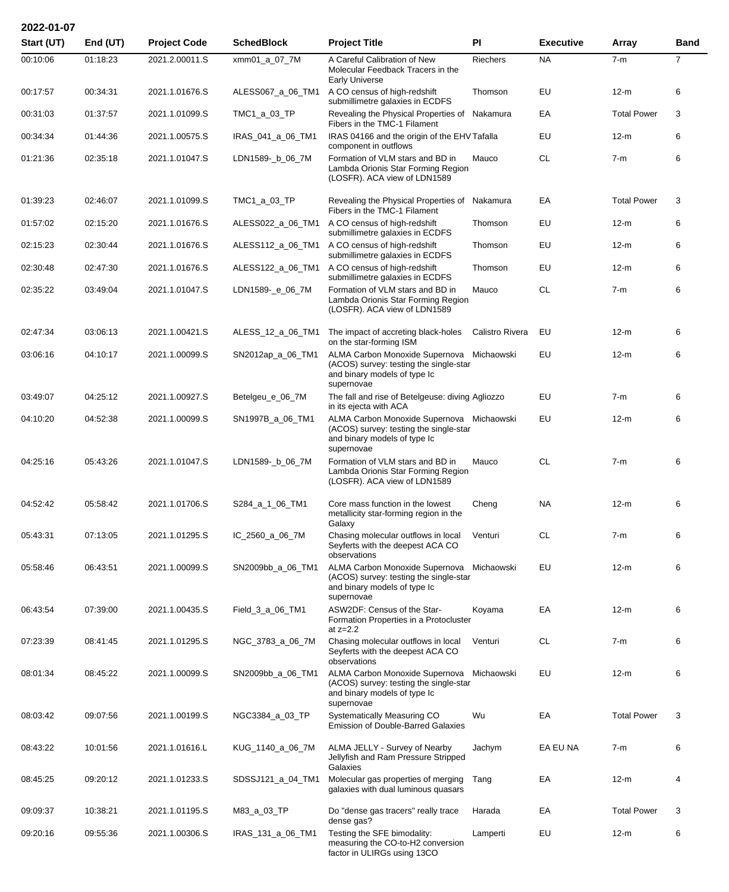**2022-01-07**

| Start (UT) | End (UT) | Project Code | SchedBlock | Project Title | PI | Executive | Array | Band |
|---|---|---|---|---|---|---|---|---|
| 00:10:06 | 01:18:23 | 2021.2.00011.S | xmm01_a_07_7M | A Careful Calibration of New Molecular Feedback Tracers in the Early Universe | Riechers | NA | 7-m | 7 |
| 00:17:57 | 00:34:31 | 2021.1.01676.S | ALESS067_a_06_TM1 | A CO census of high-redshift submillimetre galaxies in ECDFS | Thomson | EU | 12-m | 6 |
| 00:31:03 | 01:37:57 | 2021.1.01099.S | TMC1_a_03_TP | Revealing the Physical Properties of Fibers in the TMC-1 Filament | Nakamura | EA | Total Power | 3 |
| 00:34:34 | 01:44:36 | 2021.1.00575.S | IRAS_041_a_06_TM1 | IRAS 04166 and the origin of the EHV component in outflows | Tafalla | EU | 12-m | 6 |
| 01:21:36 | 02:35:18 | 2021.1.01047.S | LDN1589-_b_06_7M | Formation of VLM stars and BD in Lambda Orionis Star Forming Region (LOSFR). ACA view of LDN1589 | Mauco | CL | 7-m | 6 |
| 01:39:23 | 02:46:07 | 2021.1.01099.S | TMC1_a_03_TP | Revealing the Physical Properties of Fibers in the TMC-1 Filament | Nakamura | EA | Total Power | 3 |
| 01:57:02 | 02:15:20 | 2021.1.01676.S | ALESS022_a_06_TM1 | A CO census of high-redshift submillimetre galaxies in ECDFS | Thomson | EU | 12-m | 6 |
| 02:15:23 | 02:30:44 | 2021.1.01676.S | ALESS112_a_06_TM1 | A CO census of high-redshift submillimetre galaxies in ECDFS | Thomson | EU | 12-m | 6 |
| 02:30:48 | 02:47:30 | 2021.1.01676.S | ALESS122_a_06_TM1 | A CO census of high-redshift submillimetre galaxies in ECDFS | Thomson | EU | 12-m | 6 |
| 02:35:22 | 03:49:04 | 2021.1.01047.S | LDN1589-_e_06_7M | Formation of VLM stars and BD in Lambda Orionis Star Forming Region (LOSFR). ACA view of LDN1589 | Mauco | CL | 7-m | 6 |
| 02:47:34 | 03:06:13 | 2021.1.00421.S | ALESS_12_a_06_TM1 | The impact of accreting black-holes on the star-forming ISM | Calistro Rivera | EU | 12-m | 6 |
| 03:06:16 | 04:10:17 | 2021.1.00099.S | SN2012ap_a_06_TM1 | ALMA Carbon Monoxide Supernova (ACOS) survey: testing the single-star and binary models of type Ic supernovae | Michaowski | EU | 12-m | 6 |
| 03:49:07 | 04:25:12 | 2021.1.00927.S | Betelgeu_e_06_7M | The fall and rise of Betelgeuse: diving in its ejecta with ACA | Agliozzo | EU | 7-m | 6 |
| 04:10:20 | 04:52:38 | 2021.1.00099.S | SN1997B_a_06_TM1 | ALMA Carbon Monoxide Supernova (ACOS) survey: testing the single-star and binary models of type Ic supernovae | Michaowski | EU | 12-m | 6 |
| 04:25:16 | 05:43:26 | 2021.1.01047.S | LDN1589-_b_06_7M | Formation of VLM stars and BD in Lambda Orionis Star Forming Region (LOSFR). ACA view of LDN1589 | Mauco | CL | 7-m | 6 |
| 04:52:42 | 05:58:42 | 2021.1.01706.S | S284_a_1_06_TM1 | Core mass function in the lowest metallicity star-forming region in the Galaxy | Cheng | NA | 12-m | 6 |
| 05:43:31 | 07:13:05 | 2021.1.01295.S | IC_2560_a_06_7M | Chasing molecular outflows in local Seyferts with the deepest ACA CO observations | Venturi | CL | 7-m | 6 |
| 05:58:46 | 06:43:51 | 2021.1.00099.S | SN2009bb_a_06_TM1 | ALMA Carbon Monoxide Supernova (ACOS) survey: testing the single-star and binary models of type Ic supernovae | Michaowski | EU | 12-m | 6 |
| 06:43:54 | 07:39:00 | 2021.1.00435.S | Field_3_a_06_TM1 | ASW2DF: Census of the Star-Formation Properties in a Protocluster at z=2.2 | Koyama | EA | 12-m | 6 |
| 07:23:39 | 08:41:45 | 2021.1.01295.S | NGC_3783_a_06_7M | Chasing molecular outflows in local Seyferts with the deepest ACA CO observations | Venturi | CL | 7-m | 6 |
| 08:01:34 | 08:45:22 | 2021.1.00099.S | SN2009bb_a_06_TM1 | ALMA Carbon Monoxide Supernova (ACOS) survey: testing the single-star and binary models of type Ic supernovae | Michaowski | EU | 12-m | 6 |
| 08:03:42 | 09:07:56 | 2021.1.00199.S | NGC3384_a_03_TP | Systematically Measuring CO Emission of Double-Barred Galaxies | Wu | EA | Total Power | 3 |
| 08:43:22 | 10:01:56 | 2021.1.01616.L | KUG_1140_a_06_7M | ALMA JELLY - Survey of Nearby Jellyfish and Ram Pressure Stripped Galaxies | Jachym | EA EU NA | 7-m | 6 |
| 08:45:25 | 09:20:12 | 2021.1.01233.S | SDSSJ121_a_04_TM1 | Molecular gas properties of merging galaxies with dual luminous quasars | Tang | EA | 12-m | 4 |
| 09:09:37 | 10:38:21 | 2021.1.01195.S | M83_a_03_TP | Do "dense gas tracers" really trace dense gas? | Harada | EA | Total Power | 3 |
| 09:20:16 | 09:55:36 | 2021.1.00306.S | IRAS_131_a_06_TM1 | Testing the SFE bimodality: measuring the CO-to-H2 conversion factor in ULIRGs using 13CO | Lamperti | EU | 12-m | 6 |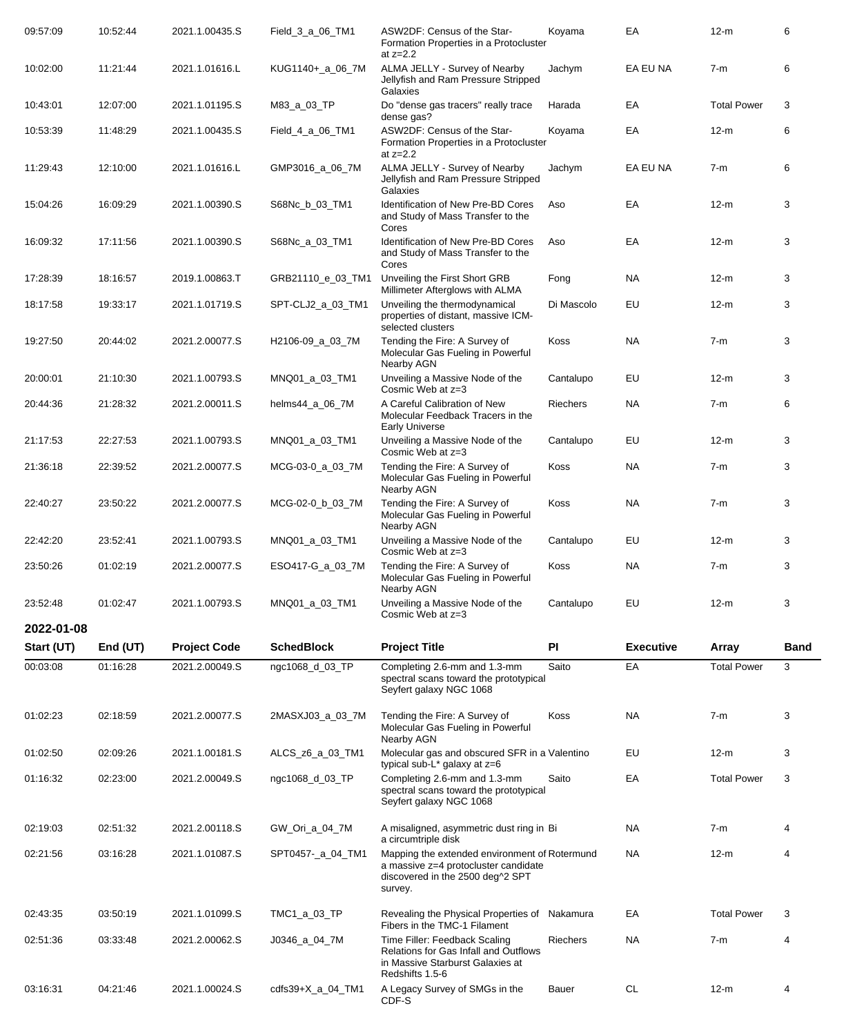| Start (UT) | End (UT) | Project Code | SchedBlock | Project Title | PI | Executive | Array | Band |
|---|---|---|---|---|---|---|---|---|
| 09:57:09 | 10:52:44 | 2021.1.00435.S | Field_3_a_06_TM1 | ASW2DF: Census of the Star-Formation Properties in a Protocluster at z=2.2 | Koyama | EA | 12-m | 6 |
| 10:02:00 | 11:21:44 | 2021.1.01616.L | KUG1140+_a_06_7M | ALMA JELLY - Survey of Nearby Jellyfish and Ram Pressure Stripped Galaxies | Jachym | EA EU NA | 7-m | 6 |
| 10:43:01 | 12:07:00 | 2021.1.01195.S | M83_a_03_TP | Do "dense gas tracers" really trace dense gas? | Harada | EA | Total Power | 3 |
| 10:53:39 | 11:48:29 | 2021.1.00435.S | Field_4_a_06_TM1 | ASW2DF: Census of the Star-Formation Properties in a Protocluster at z=2.2 | Koyama | EA | 12-m | 6 |
| 11:29:43 | 12:10:00 | 2021.1.01616.L | GMP3016_a_06_7M | ALMA JELLY - Survey of Nearby Jellyfish and Ram Pressure Stripped Galaxies | Jachym | EA EU NA | 7-m | 6 |
| 15:04:26 | 16:09:29 | 2021.1.00390.S | S68Nc_b_03_TM1 | Identification of New Pre-BD Cores and Study of Mass Transfer to the Cores | Aso | EA | 12-m | 3 |
| 16:09:32 | 17:11:56 | 2021.1.00390.S | S68Nc_a_03_TM1 | Identification of New Pre-BD Cores and Study of Mass Transfer to the Cores | Aso | EA | 12-m | 3 |
| 17:28:39 | 18:16:57 | 2019.1.00863.T | GRB21110_e_03_TM1 | Unveiling the First Short GRB Millimeter Afterglows with ALMA | Fong | NA | 12-m | 3 |
| 18:17:58 | 19:33:17 | 2021.1.01719.S | SPT-CLJ2_a_03_TM1 | Unveiling the thermodynamical properties of distant, massive ICM-selected clusters | Di Mascolo | EU | 12-m | 3 |
| 19:27:50 | 20:44:02 | 2021.2.00077.S | H2106-09_a_03_7M | Tending the Fire: A Survey of Molecular Gas Fueling in Powerful Nearby AGN | Koss | NA | 7-m | 3 |
| 20:00:01 | 21:10:30 | 2021.1.00793.S | MNQ01_a_03_TM1 | Unveiling a Massive Node of the Cosmic Web at z=3 | Cantalupo | EU | 12-m | 3 |
| 20:44:36 | 21:28:32 | 2021.2.00011.S | helms44_a_06_7M | A Careful Calibration of New Molecular Feedback Tracers in the Early Universe | Riechers | NA | 7-m | 6 |
| 21:17:53 | 22:27:53 | 2021.1.00793.S | MNQ01_a_03_TM1 | Unveiling a Massive Node of the Cosmic Web at z=3 | Cantalupo | EU | 12-m | 3 |
| 21:36:18 | 22:39:52 | 2021.2.00077.S | MCG-03-0_a_03_7M | Tending the Fire: A Survey of Molecular Gas Fueling in Powerful Nearby AGN | Koss | NA | 7-m | 3 |
| 22:40:27 | 23:50:22 | 2021.2.00077.S | MCG-02-0_b_03_7M | Tending the Fire: A Survey of Molecular Gas Fueling in Powerful Nearby AGN | Koss | NA | 7-m | 3 |
| 22:42:20 | 23:52:41 | 2021.1.00793.S | MNQ01_a_03_TM1 | Unveiling a Massive Node of the Cosmic Web at z=3 | Cantalupo | EU | 12-m | 3 |
| 23:50:26 | 01:02:19 | 2021.2.00077.S | ESO417-G_a_03_7M | Tending the Fire: A Survey of Molecular Gas Fueling in Powerful Nearby AGN | Koss | NA | 7-m | 3 |
| 23:52:48 | 01:02:47 | 2021.1.00793.S | MNQ01_a_03_TM1 | Unveiling a Massive Node of the Cosmic Web at z=3 | Cantalupo | EU | 12-m | 3 |

## 2022-01-08

| Start (UT) | End (UT) | Project Code | SchedBlock | Project Title | PI | Executive | Array | Band |
|---|---|---|---|---|---|---|---|---|
| 00:03:08 | 01:16:28 | 2021.2.00049.S | ngc1068_d_03_TP | Completing 2.6-mm and 1.3-mm spectral scans toward the prototypical Seyfert galaxy NGC 1068 | Saito | EA | Total Power | 3 |
| 01:02:23 | 02:18:59 | 2021.2.00077.S | 2MASXJ03_a_03_7M | Tending the Fire: A Survey of Molecular Gas Fueling in Powerful Nearby AGN | Koss | NA | 7-m | 3 |
| 01:02:50 | 02:09:26 | 2021.1.00181.S | ALCS_z6_a_03_TM1 | Molecular gas and obscured SFR in a typical sub-L* galaxy at z=6 | Valentino | EU | 12-m | 3 |
| 01:16:32 | 02:23:00 | 2021.2.00049.S | ngc1068_d_03_TP | Completing 2.6-mm and 1.3-mm spectral scans toward the prototypical Seyfert galaxy NGC 1068 | Saito | EA | Total Power | 3 |
| 02:19:03 | 02:51:32 | 2021.2.00118.S | GW_Ori_a_04_7M | A misaligned, asymmetric dust ring in a circumtriple disk | Bi | NA | 7-m | 4 |
| 02:21:56 | 03:16:28 | 2021.1.01087.S | SPT0457-_a_04_TM1 | Mapping the extended environment of a massive z=4 protocluster candidate discovered in the 2500 deg^2 SPT survey. | Rotermund | NA | 12-m | 4 |
| 02:43:35 | 03:50:19 | 2021.1.01099.S | TMC1_a_03_TP | Revealing the Physical Properties of Fibers in the TMC-1 Filament | Nakamura | EA | Total Power | 3 |
| 02:51:36 | 03:33:48 | 2021.2.00062.S | J0346_a_04_7M | Time Filler: Feedback Scaling Relations for Gas Infall and Outflows in Massive Starburst Galaxies at Redshifts 1.5-6 | Riechers | NA | 7-m | 4 |
| 03:16:31 | 04:21:46 | 2021.1.00024.S | cdfs39+X_a_04_TM1 | A Legacy Survey of SMGs in the CDF-S | Bauer | CL | 12-m | 4 |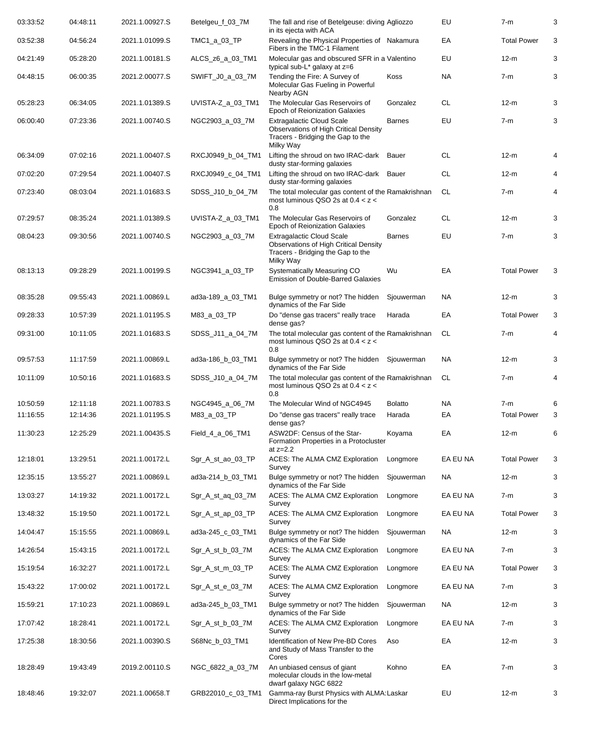| | | | | | | | | |
|---|---|---|---|---|---|---|---|---|
| 03:33:52 | 04:48:11 | 2021.1.00927.S | Betelgeu_f_03_7M | The fall and rise of Betelgeuse: diving in its ejecta with ACA | Agliozzo | EU | 7-m | 3 |
| 03:52:38 | 04:56:24 | 2021.1.01099.S | TMC1_a_03_TP | Revealing the Physical Properties of Fibers in the TMC-1 Filament | Nakamura | EA | Total Power | 3 |
| 04:21:49 | 05:28:20 | 2021.1.00181.S | ALCS_z6_a_03_TM1 | Molecular gas and obscured SFR in a typical sub-L* galaxy at z=6 | Valentino | EU | 12-m | 3 |
| 04:48:15 | 06:00:35 | 2021.2.00077.S | SWIFT_J0_a_03_7M | Tending the Fire: A Survey of Molecular Gas Fueling in Powerful Nearby AGN | Koss | NA | 7-m | 3 |
| 05:28:23 | 06:34:05 | 2021.1.01389.S | UVISTA-Z_a_03_TM1 | The Molecular Gas Reservoirs of Epoch of Reionization Galaxies | Gonzalez | CL | 12-m | 3 |
| 06:00:40 | 07:23:36 | 2021.1.00740.S | NGC2903_a_03_7M | Extragalactic Cloud Scale Observations of High Critical Density Tracers - Bridging the Gap to the Milky Way | Barnes | EU | 7-m | 3 |
| 06:34:09 | 07:02:16 | 2021.1.00407.S | RXCJ0949_b_04_TM1 | Lifting the shroud on two IRAC-dark dusty star-forming galaxies | Bauer | CL | 12-m | 4 |
| 07:02:20 | 07:29:54 | 2021.1.00407.S | RXCJ0949_c_04_TM1 | Lifting the shroud on two IRAC-dark dusty star-forming galaxies | Bauer | CL | 12-m | 4 |
| 07:23:40 | 08:03:04 | 2021.1.01683.S | SDSS_J10_b_04_7M | The total molecular gas content of the most luminous QSO 2s at 0.4 < z < 0.8 | Ramakrishnan | CL | 7-m | 4 |
| 07:29:57 | 08:35:24 | 2021.1.01389.S | UVISTA-Z_a_03_TM1 | The Molecular Gas Reservoirs of Epoch of Reionization Galaxies | Gonzalez | CL | 12-m | 3 |
| 08:04:23 | 09:30:56 | 2021.1.00740.S | NGC2903_a_03_7M | Extragalactic Cloud Scale Observations of High Critical Density Tracers - Bridging the Gap to the Milky Way | Barnes | EU | 7-m | 3 |
| 08:13:13 | 09:28:29 | 2021.1.00199.S | NGC3941_a_03_TP | Systematically Measuring CO Emission of Double-Barred Galaxies | Wu | EA | Total Power | 3 |
| 08:35:28 | 09:55:43 | 2021.1.00869.L | ad3a-189_a_03_TM1 | Bulge symmetry or not? The hidden dynamics of the Far Side | Sjouwerman | NA | 12-m | 3 |
| 09:28:33 | 10:57:39 | 2021.1.01195.S | M83_a_03_TP | Do "dense gas tracers" really trace dense gas? | Harada | EA | Total Power | 3 |
| 09:31:00 | 10:11:05 | 2021.1.01683.S | SDSS_J11_a_04_7M | The total molecular gas content of the most luminous QSO 2s at 0.4 < z < 0.8 | Ramakrishnan | CL | 7-m | 4 |
| 09:57:53 | 11:17:59 | 2021.1.00869.L | ad3a-186_b_03_TM1 | Bulge symmetry or not? The hidden dynamics of the Far Side | Sjouwerman | NA | 12-m | 3 |
| 10:11:09 | 10:50:16 | 2021.1.01683.S | SDSS_J10_a_04_7M | The total molecular gas content of the most luminous QSO 2s at 0.4 < z < 0.8 | Ramakrishnan | CL | 7-m | 4 |
| 10:50:59 | 12:11:18 | 2021.1.00783.S | NGC4945_a_06_7M | The Molecular Wind of NGC4945 | Bolatto | NA | 7-m | 6 |
| 11:16:55 | 12:14:36 | 2021.1.01195.S | M83_a_03_TP | Do "dense gas tracers" really trace dense gas? | Harada | EA | Total Power | 3 |
| 11:30:23 | 12:25:29 | 2021.1.00435.S | Field_4_a_06_TM1 | ASW2DF: Census of the Star-Formation Properties in a Protocluster at z=2.2 | Koyama | EA | 12-m | 6 |
| 12:18:01 | 13:29:51 | 2021.1.00172.L | Sgr_A_st_ao_03_TP | ACES: The ALMA CMZ Exploration Survey | Longmore | EA EU NA | Total Power | 3 |
| 12:35:15 | 13:55:27 | 2021.1.00869.L | ad3a-214_b_03_TM1 | Bulge symmetry or not? The hidden dynamics of the Far Side | Sjouwerman | NA | 12-m | 3 |
| 13:03:27 | 14:19:32 | 2021.1.00172.L | Sgr_A_st_aq_03_7M | ACES: The ALMA CMZ Exploration Survey | Longmore | EA EU NA | 7-m | 3 |
| 13:48:32 | 15:19:50 | 2021.1.00172.L | Sgr_A_st_ap_03_TP | ACES: The ALMA CMZ Exploration Survey | Longmore | EA EU NA | Total Power | 3 |
| 14:04:47 | 15:15:55 | 2021.1.00869.L | ad3a-245_c_03_TM1 | Bulge symmetry or not? The hidden dynamics of the Far Side | Sjouwerman | NA | 12-m | 3 |
| 14:26:54 | 15:43:15 | 2021.1.00172.L | Sgr_A_st_b_03_7M | ACES: The ALMA CMZ Exploration Survey | Longmore | EA EU NA | 7-m | 3 |
| 15:19:54 | 16:32:27 | 2021.1.00172.L | Sgr_A_st_m_03_TP | ACES: The ALMA CMZ Exploration Survey | Longmore | EA EU NA | Total Power | 3 |
| 15:43:22 | 17:00:02 | 2021.1.00172.L | Sgr_A_st_e_03_7M | ACES: The ALMA CMZ Exploration Survey | Longmore | EA EU NA | 7-m | 3 |
| 15:59:21 | 17:10:23 | 2021.1.00869.L | ad3a-245_b_03_TM1 | Bulge symmetry or not? The hidden dynamics of the Far Side | Sjouwerman | NA | 12-m | 3 |
| 17:07:42 | 18:28:41 | 2021.1.00172.L | Sgr_A_st_b_03_7M | ACES: The ALMA CMZ Exploration Survey | Longmore | EA EU NA | 7-m | 3 |
| 17:25:38 | 18:30:56 | 2021.1.00390.S | S68Nc_b_03_TM1 | Identification of New Pre-BD Cores and Study of Mass Transfer to the Cores | Aso | EA | 12-m | 3 |
| 18:28:49 | 19:43:49 | 2019.2.00110.S | NGC_6822_a_03_7M | An unbiased census of giant molecular clouds in the low-metal dwarf galaxy NGC 6822 | Kohno | EA | 7-m | 3 |
| 18:48:46 | 19:32:07 | 2021.1.00658.T | GRB22010_c_03_TM1 | Gamma-ray Burst Physics with ALMA: Direct Implications for the | Laskar | EU | 12-m | 3 |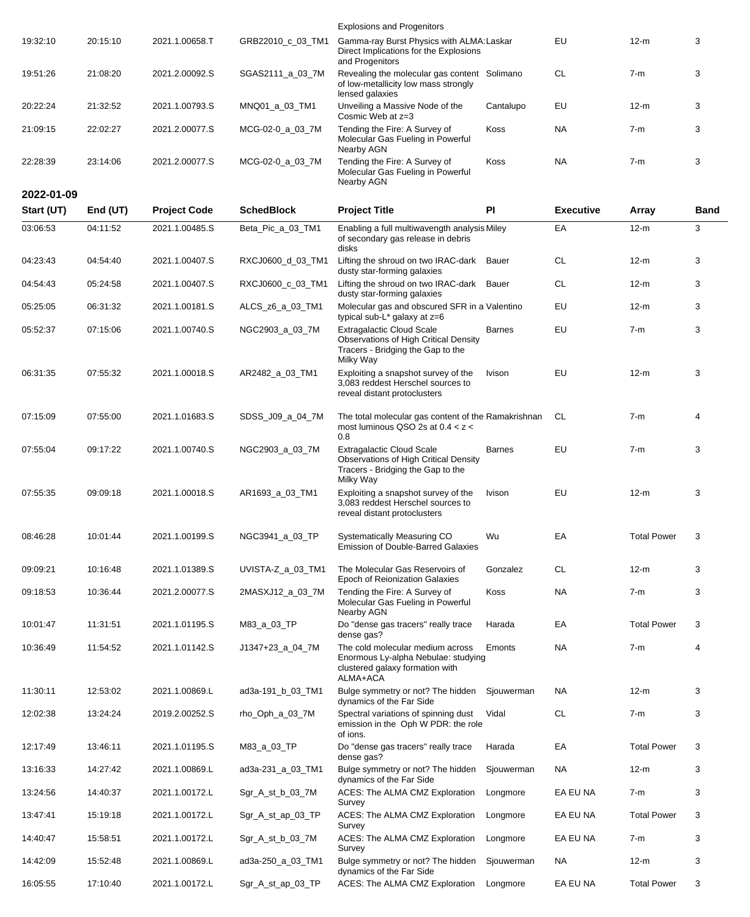| Start (UT) | End (UT) | Project Code | SchedBlock | Project Title | PI | Executive | Array | Band |
| --- | --- | --- | --- | --- | --- | --- | --- | --- |
| | | | | Explosions and Progenitors | | | | |
| 19:32:10 | 20:15:10 | 2021.1.00658.T | GRB22010_c_03_TM1 | Gamma-ray Burst Physics with ALMA: Direct Implications for the Explosions and Progenitors | Laskar | EU | 12-m | 3 |
| 19:51:26 | 21:08:20 | 2021.2.00092.S | SGAS2111_a_03_7M | Revealing the molecular gas content of low-metallicity low mass strongly lensed galaxies | Solimano | CL | 7-m | 3 |
| 20:22:24 | 21:32:52 | 2021.1.00793.S | MNQ01_a_03_TM1 | Unveiling a Massive Node of the Cosmic Web at z=3 | Cantalupo | EU | 12-m | 3 |
| 21:09:15 | 22:02:27 | 2021.2.00077.S | MCG-02-0_a_03_7M | Tending the Fire: A Survey of Molecular Gas Fueling in Powerful Nearby AGN | Koss | NA | 7-m | 3 |
| 22:28:39 | 23:14:06 | 2021.2.00077.S | MCG-02-0_a_03_7M | Tending the Fire: A Survey of Molecular Gas Fueling in Powerful Nearby AGN | Koss | NA | 7-m | 3 |

**2022-01-09**

| Start (UT) | End (UT) | Project Code | SchedBlock | Project Title | PI | Executive | Array | Band |
| --- | --- | --- | --- | --- | --- | --- | --- | --- |
| 03:06:53 | 04:11:52 | 2021.1.00485.S | Beta_Pic_a_03_TM1 | Enabling a full multiwavength analysis of secondary gas release in debris disks | Miley | EA | 12-m | 3 |
| 04:23:43 | 04:54:40 | 2021.1.00407.S | RXCJ0600_d_03_TM1 | Lifting the shroud on two IRAC-dark dusty star-forming galaxies | Bauer | CL | 12-m | 3 |
| 04:54:43 | 05:24:58 | 2021.1.00407.S | RXCJ0600_c_03_TM1 | Lifting the shroud on two IRAC-dark dusty star-forming galaxies | Bauer | CL | 12-m | 3 |
| 05:25:05 | 06:31:32 | 2021.1.00181.S | ALCS_z6_a_03_TM1 | Molecular gas and obscured SFR in a typical sub-L* galaxy at z=6 | Valentino | EU | 12-m | 3 |
| 05:52:37 | 07:15:06 | 2021.1.00740.S | NGC2903_a_03_7M | Extragalactic Cloud Scale Observations of High Critical Density Tracers - Bridging the Gap to the Milky Way | Barnes | EU | 7-m | 3 |
| 06:31:35 | 07:55:32 | 2021.1.00018.S | AR2482_a_03_TM1 | Exploiting a snapshot survey of the 3,083 reddest Herschel sources to reveal distant protoclusters | Ivison | EU | 12-m | 3 |
| 07:15:09 | 07:55:00 | 2021.1.01683.S | SDSS_J09_a_04_7M | The total molecular gas content of the most luminous QSO 2s at 0.4 < z < 0.8 | Ramakrishnan | CL | 7-m | 4 |
| 07:55:04 | 09:17:22 | 2021.1.00740.S | NGC2903_a_03_7M | Extragalactic Cloud Scale Observations of High Critical Density Tracers - Bridging the Gap to the Milky Way | Barnes | EU | 7-m | 3 |
| 07:55:35 | 09:09:18 | 2021.1.00018.S | AR1693_a_03_TM1 | Exploiting a snapshot survey of the 3,083 reddest Herschel sources to reveal distant protoclusters | Ivison | EU | 12-m | 3 |
| 08:46:28 | 10:01:44 | 2021.1.00199.S | NGC3941_a_03_TP | Systematically Measuring CO Emission of Double-Barred Galaxies | Wu | EA | Total Power | 3 |
| 09:09:21 | 10:16:48 | 2021.1.01389.S | UVISTA-Z_a_03_TM1 | The Molecular Gas Reservoirs of Epoch of Reionization Galaxies | Gonzalez | CL | 12-m | 3 |
| 09:18:53 | 10:36:44 | 2021.2.00077.S | 2MASXJ12_a_03_7M | Tending the Fire: A Survey of Molecular Gas Fueling in Powerful Nearby AGN | Koss | NA | 7-m | 3 |
| 10:01:47 | 11:31:51 | 2021.1.01195.S | M83_a_03_TP | Do "dense gas tracers" really trace dense gas? | Harada | EA | Total Power | 3 |
| 10:36:49 | 11:54:52 | 2021.1.01142.S | J1347+23_a_04_7M | The cold molecular medium across Enormous Ly-alpha Nebulae: studying clustered galaxy formation with ALMA+ACA | Emonts | NA | 7-m | 4 |
| 11:30:11 | 12:53:02 | 2021.1.00869.L | ad3a-191_b_03_TM1 | Bulge symmetry or not? The hidden dynamics of the Far Side | Sjouwerman | NA | 12-m | 3 |
| 12:02:38 | 13:24:24 | 2019.2.00252.S | rho_Oph_a_03_7M | Spectral variations of spinning dust emission in the Oph W PDR: the role of ions. | Vidal | CL | 7-m | 3 |
| 12:17:49 | 13:46:11 | 2021.1.01195.S | M83_a_03_TP | Do "dense gas tracers" really trace dense gas? | Harada | EA | Total Power | 3 |
| 13:16:33 | 14:27:42 | 2021.1.00869.L | ad3a-231_a_03_TM1 | Bulge symmetry or not? The hidden dynamics of the Far Side | Sjouwerman | NA | 12-m | 3 |
| 13:24:56 | 14:40:37 | 2021.1.00172.L | Sgr_A_st_b_03_7M | ACES: The ALMA CMZ Exploration Survey | Longmore | EA EU NA | 7-m | 3 |
| 13:47:41 | 15:19:18 | 2021.1.00172.L | Sgr_A_st_ap_03_TP | ACES: The ALMA CMZ Exploration Survey | Longmore | EA EU NA | Total Power | 3 |
| 14:40:47 | 15:58:51 | 2021.1.00172.L | Sgr_A_st_b_03_7M | ACES: The ALMA CMZ Exploration Survey | Longmore | EA EU NA | 7-m | 3 |
| 14:42:09 | 15:52:48 | 2021.1.00869.L | ad3a-250_a_03_TM1 | Bulge symmetry or not? The hidden dynamics of the Far Side | Sjouwerman | NA | 12-m | 3 |
| 16:05:55 | 17:10:40 | 2021.1.00172.L | Sgr_A_st_ap_03_TP | ACES: The ALMA CMZ Exploration | Longmore | EA EU NA | Total Power | 3 |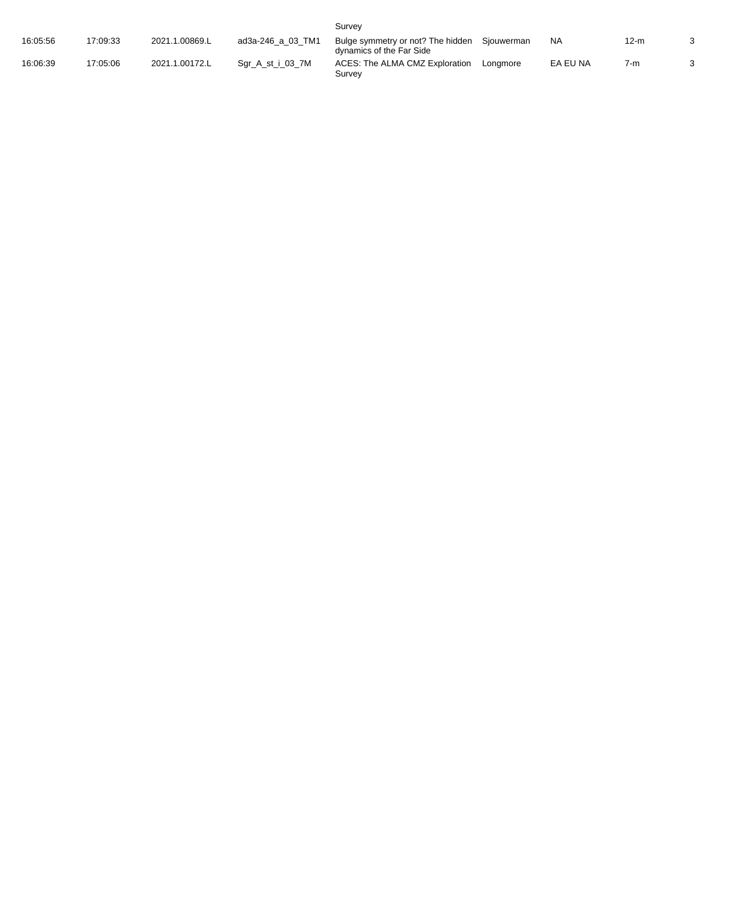| | | | | | | | | |
|---|---|---|---|---|---|---|---|---|
| | | | | Survey | | | | |
| 16:05:56 | 17:09:33 | 2021.1.00869.L | ad3a-246_a_03_TM1 | Bulge symmetry or not? The hidden dynamics of the Far Side | Sjouwerman | NA | 12-m | 3 |
| 16:06:39 | 17:05:06 | 2021.1.00172.L | Sgr_A_st_i_03_7M | ACES: The ALMA CMZ Exploration Survey | Longmore | EA EU NA | 7-m | 3 |